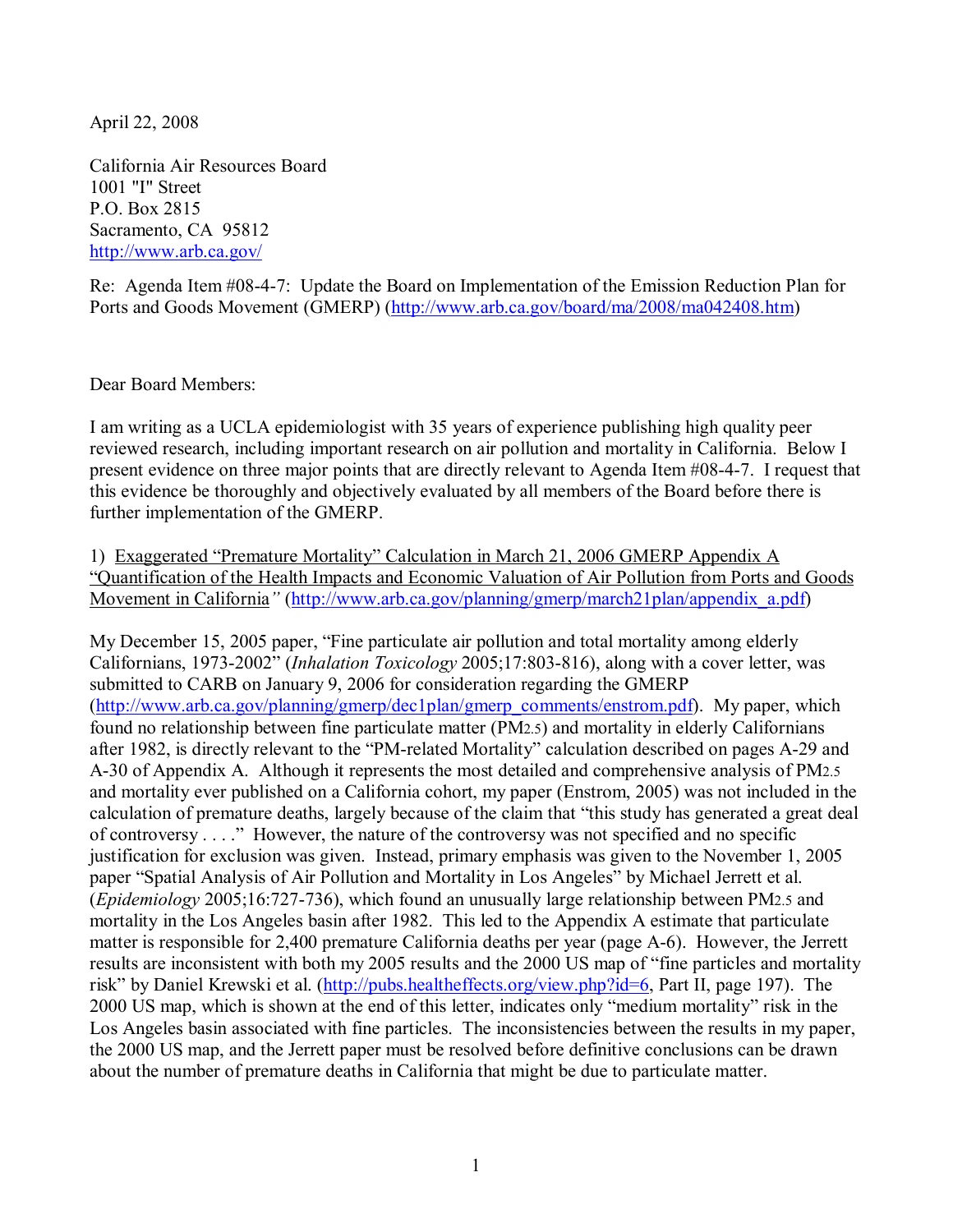April 22, 2008

California Air Resources Board
1001 "I" Street
P.O. Box 2815
Sacramento, CA 95812
http://www.arb.ca.gov/

Re: Agenda Item #08-4-7: Update the Board on Implementation of the Emission Reduction Plan for Ports and Goods Movement (GMERP) (http://www.arb.ca.gov/board/ma/2008/ma042408.htm)

Dear Board Members:

I am writing as a UCLA epidemiologist with 35 years of experience publishing high quality peer reviewed research, including important research on air pollution and mortality in California. Below I present evidence on three major points that are directly relevant to Agenda Item #08-4-7. I request that this evidence be thoroughly and objectively evaluated by all members of the Board before there is further implementation of the GMERP.

1) Exaggerated "Premature Mortality" Calculation in March 21, 2006 GMERP Appendix A "Quantification of the Health Impacts and Economic Valuation of Air Pollution from Ports and Goods Movement in California" (http://www.arb.ca.gov/planning/gmerp/march21plan/appendix_a.pdf)

My December 15, 2005 paper, "Fine particulate air pollution and total mortality among elderly Californians, 1973-2002" (*Inhalation Toxicology* 2005;17:803-816), along with a cover letter, was submitted to CARB on January 9, 2006 for consideration regarding the GMERP (http://www.arb.ca.gov/planning/gmerp/dec1plan/gmerp_comments/enstrom.pdf). My paper, which found no relationship between fine particulate matter ($PM_{2.5}$) and mortality in elderly Californians after 1982, is directly relevant to the "PM-related Mortality" calculation described on pages A-29 and A-30 of Appendix A. Although it represents the most detailed and comprehensive analysis of $PM_{2.5}$ and mortality ever published on a California cohort, my paper (Enstrom, 2005) was not included in the calculation of premature deaths, largely because of the claim that "this study has generated a great deal of controversy . . . ." However, the nature of the controversy was not specified and no specific justification for exclusion was given. Instead, primary emphasis was given to the November 1, 2005 paper "Spatial Analysis of Air Pollution and Mortality in Los Angeles" by Michael Jerrett et al. (*Epidemiology* 2005;16:727-736), which found an unusually large relationship between $PM_{2.5}$ and mortality in the Los Angeles basin after 1982. This led to the Appendix A estimate that particulate matter is responsible for 2,400 premature California deaths per year (page A-6). However, the Jerrett results are inconsistent with both my 2005 results and the 2000 US map of "fine particles and mortality risk" by Daniel Krewski et al. (http://pubs.healtheffects.org/view.php?id=6, Part II, page 197). The 2000 US map, which is shown at the end of this letter, indicates only "medium mortality" risk in the Los Angeles basin associated with fine particles. The inconsistencies between the results in my paper, the 2000 US map, and the Jerrett paper must be resolved before definitive conclusions can be drawn about the number of premature deaths in California that might be due to particulate matter.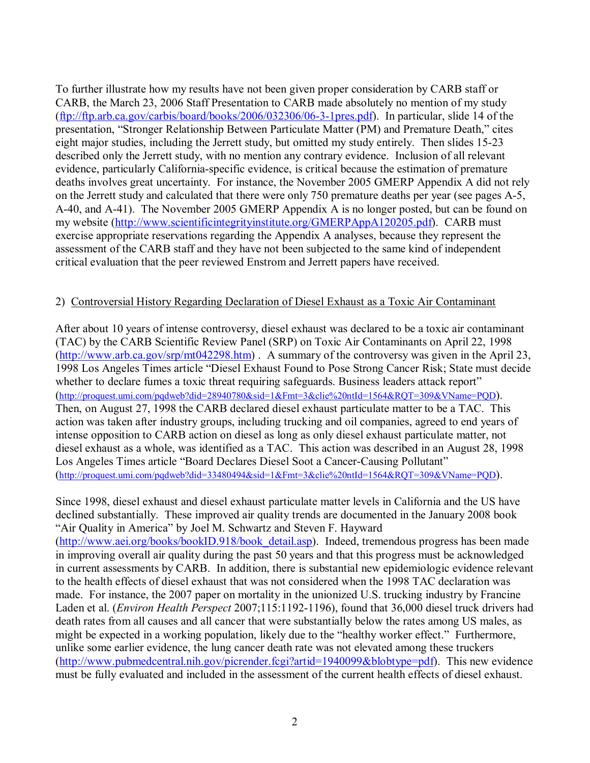To further illustrate how my results have not been given proper consideration by CARB staff or CARB, the March 23, 2006 Staff Presentation to CARB made absolutely no mention of my study (ftp://ftp.arb.ca.gov/carbis/board/books/2006/032306/06-3-1pres.pdf). In particular, slide 14 of the presentation, "Stronger Relationship Between Particulate Matter (PM) and Premature Death," cites eight major studies, including the Jerrett study, but omitted my study entirely. Then slides 15-23 described only the Jerrett study, with no mention any contrary evidence. Inclusion of all relevant evidence, particularly California-specific evidence, is critical because the estimation of premature deaths involves great uncertainty. For instance, the November 2005 GMERP Appendix A did not rely on the Jerrett study and calculated that there were only 750 premature deaths per year (see pages A-5, A-40, and A-41). The November 2005 GMERP Appendix A is no longer posted, but can be found on my website (http://www.scientificintegrityinstitute.org/GMERPAppA120205.pdf). CARB must exercise appropriate reservations regarding the Appendix A analyses, because they represent the assessment of the CARB staff and they have not been subjected to the same kind of independent critical evaluation that the peer reviewed Enstrom and Jerrett papers have received.

2) Controversial History Regarding Declaration of Diesel Exhaust as a Toxic Air Contaminant

After about 10 years of intense controversy, diesel exhaust was declared to be a toxic air contaminant (TAC) by the CARB Scientific Review Panel (SRP) on Toxic Air Contaminants on April 22, 1998 (http://www.arb.ca.gov/srp/mt042298.htm) . A summary of the controversy was given in the April 23, 1998 Los Angeles Times article "Diesel Exhaust Found to Pose Strong Cancer Risk; State must decide whether to declare fumes a toxic threat requiring safeguards. Business leaders attack report" (http://proquest.umi.com/pqdweb?did=28940780&sid=1&Fmt=3&clie%20ntId=1564&RQT=309&VName=PQD). Then, on August 27, 1998 the CARB declared diesel exhaust particulate matter to be a TAC. This action was taken after industry groups, including trucking and oil companies, agreed to end years of intense opposition to CARB action on diesel as long as only diesel exhaust particulate matter, not diesel exhaust as a whole, was identified as a TAC. This action was described in an August 28, 1998 Los Angeles Times article "Board Declares Diesel Soot a Cancer-Causing Pollutant" (http://proquest.umi.com/pqdweb?did=33480494&sid=1&Fmt=3&clie%20ntId=1564&RQT=309&VName=PQD).

Since 1998, diesel exhaust and diesel exhaust particulate matter levels in California and the US have declined substantially. These improved air quality trends are documented in the January 2008 book "Air Quality in America" by Joel M. Schwartz and Steven F. Hayward (http://www.aei.org/books/bookID.918/book_detail.asp). Indeed, tremendous progress has been made in improving overall air quality during the past 50 years and that this progress must be acknowledged in current assessments by CARB. In addition, there is substantial new epidemiologic evidence relevant to the health effects of diesel exhaust that was not considered when the 1998 TAC declaration was made. For instance, the 2007 paper on mortality in the unionized U.S. trucking industry by Francine Laden et al. (*Environ Health Perspect* 2007;115:1192-1196), found that 36,000 diesel truck drivers had death rates from all causes and all cancer that were substantially below the rates among US males, as might be expected in a working population, likely due to the "healthy worker effect." Furthermore, unlike some earlier evidence, the lung cancer death rate was not elevated among these truckers (http://www.pubmedcentral.nih.gov/picrender.fcgi?artid=1940099&blobtype=pdf). This new evidence must be fully evaluated and included in the assessment of the current health effects of diesel exhaust.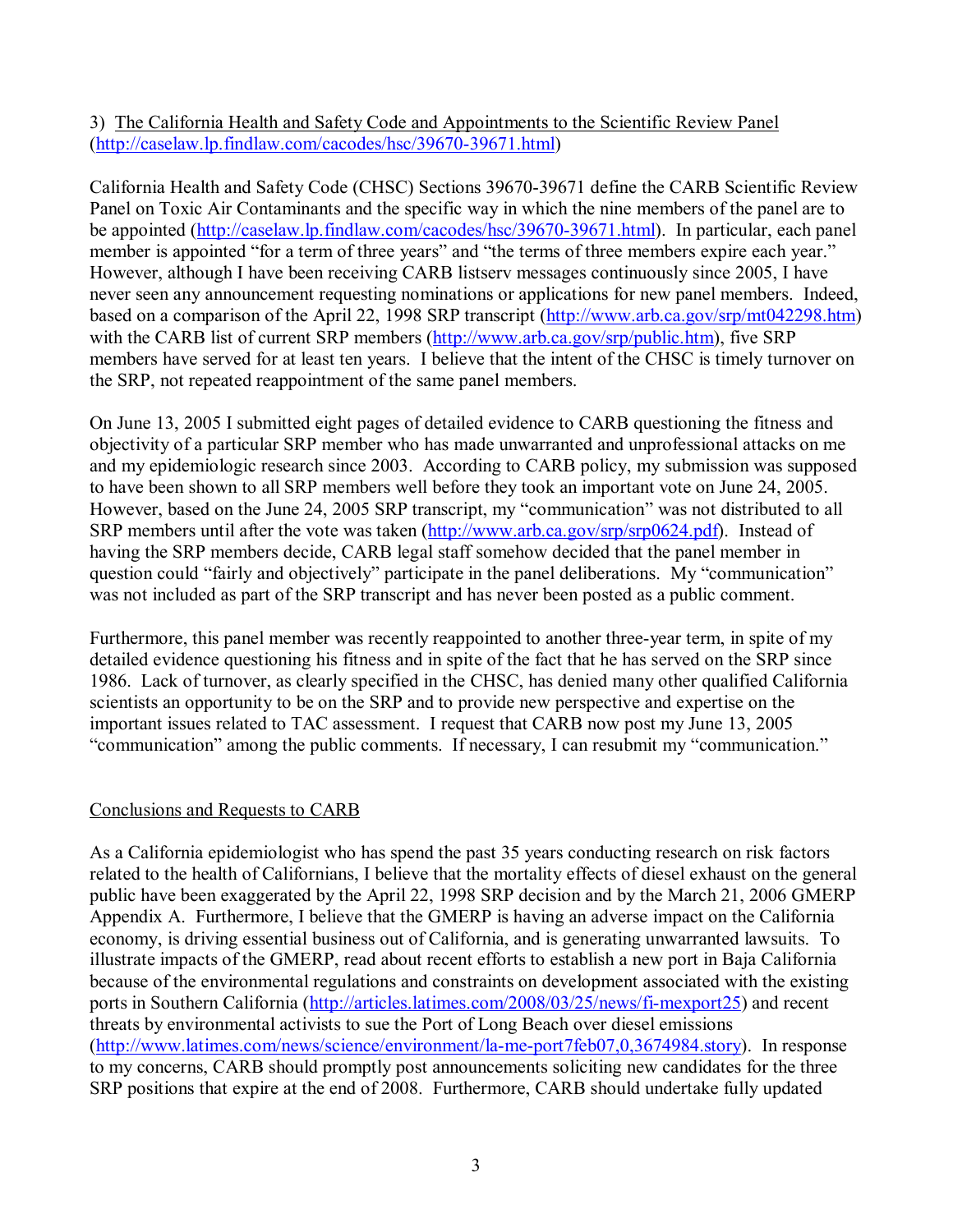3) <u>The California Health and Safety Code and Appointments to the Scientific Review Panel</u> (http://caselaw.lp.findlaw.com/cacodes/hsc/39670-39671.html)

California Health and Safety Code (CHSC) Sections 39670-39671 define the CARB Scientific Review Panel on Toxic Air Contaminants and the specific way in which the nine members of the panel are to be appointed (http://caselaw.lp.findlaw.com/cacodes/hsc/39670-39671.html). In particular, each panel member is appointed "for a term of three years" and "the terms of three members expire each year." However, although I have been receiving CARB listserv messages continuously since 2005, I have never seen any announcement requesting nominations or applications for new panel members. Indeed, based on a comparison of the April 22, 1998 SRP transcript (http://www.arb.ca.gov/srp/mt042298.htm) with the CARB list of current SRP members (http://www.arb.ca.gov/srp/public.htm), five SRP members have served for at least ten years. I believe that the intent of the CHSC is timely turnover on the SRP, not repeated reappointment of the same panel members.

On June 13, 2005 I submitted eight pages of detailed evidence to CARB questioning the fitness and objectivity of a particular SRP member who has made unwarranted and unprofessional attacks on me and my epidemiologic research since 2003. According to CARB policy, my submission was supposed to have been shown to all SRP members well before they took an important vote on June 24, 2005. However, based on the June 24, 2005 SRP transcript, my "communication" was not distributed to all SRP members until after the vote was taken (http://www.arb.ca.gov/srp/srp0624.pdf). Instead of having the SRP members decide, CARB legal staff somehow decided that the panel member in question could "fairly and objectively" participate in the panel deliberations. My "communication" was not included as part of the SRP transcript and has never been posted as a public comment.

Furthermore, this panel member was recently reappointed to another three-year term, in spite of my detailed evidence questioning his fitness and in spite of the fact that he has served on the SRP since 1986. Lack of turnover, as clearly specified in the CHSC, has denied many other qualified California scientists an opportunity to be on the SRP and to provide new perspective and expertise on the important issues related to TAC assessment. I request that CARB now post my June 13, 2005 "communication" among the public comments. If necessary, I can resubmit my "communication."

<u>Conclusions and Requests to CARB</u>

As a California epidemiologist who has spend the past 35 years conducting research on risk factors related to the health of Californians, I believe that the mortality effects of diesel exhaust on the general public have been exaggerated by the April 22, 1998 SRP decision and by the March 21, 2006 GMERP Appendix A. Furthermore, I believe that the GMERP is having an adverse impact on the California economy, is driving essential business out of California, and is generating unwarranted lawsuits. To illustrate impacts of the GMERP, read about recent efforts to establish a new port in Baja California because of the environmental regulations and constraints on development associated with the existing ports in Southern California (http://articles.latimes.com/2008/03/25/news/fi-mexport25) and recent threats by environmental activists to sue the Port of Long Beach over diesel emissions (http://www.latimes.com/news/science/environment/la-me-port7feb07,0,3674984.story). In response to my concerns, CARB should promptly post announcements soliciting new candidates for the three SRP positions that expire at the end of 2008. Furthermore, CARB should undertake fully updated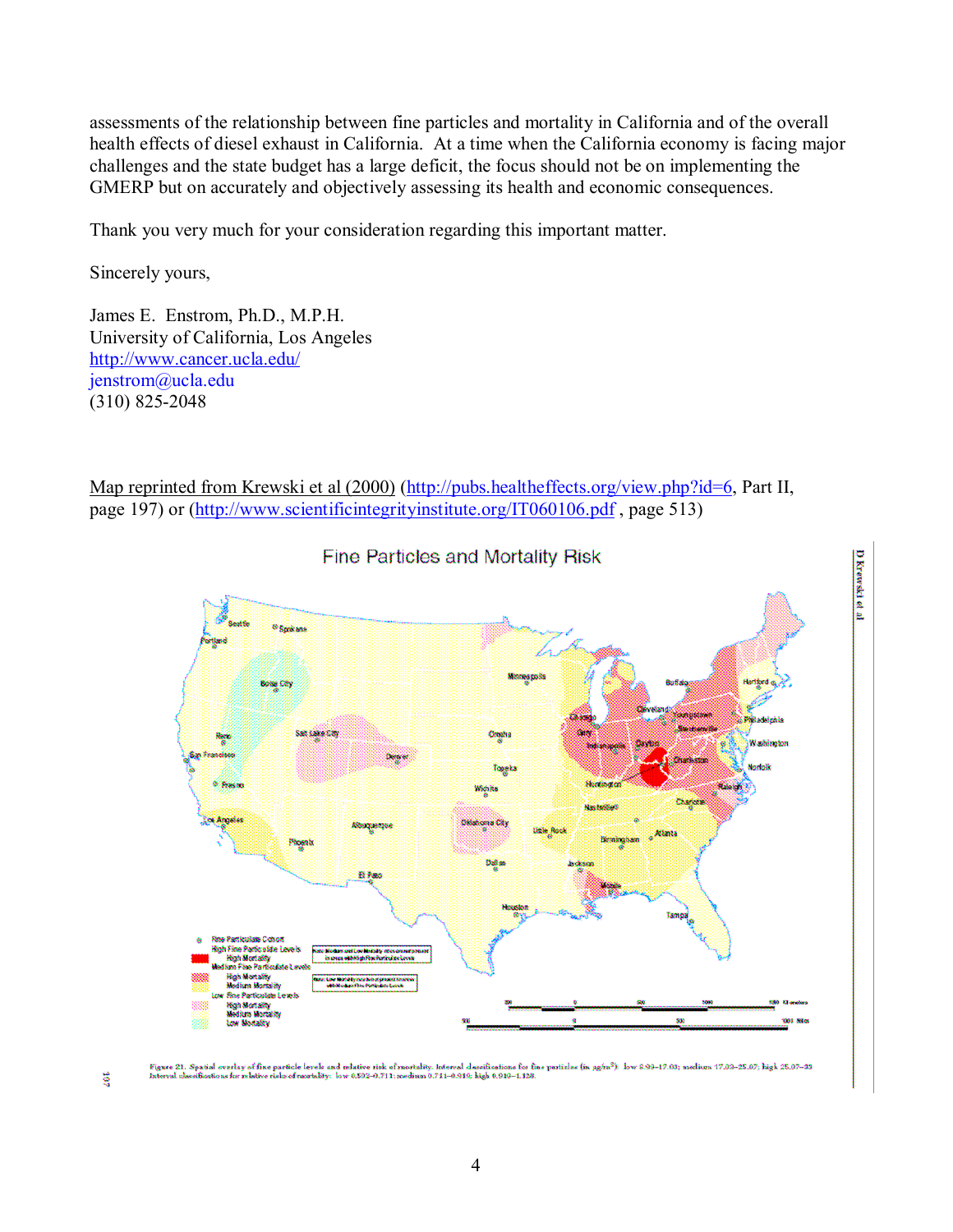assessments of the relationship between fine particles and mortality in California and of the overall health effects of diesel exhaust in California. At a time when the California economy is facing major challenges and the state budget has a large deficit, the focus should not be on implementing the GMERP but on accurately and objectively assessing its health and economic consequences.

Thank you very much for your consideration regarding this important matter.

Sincerely yours,

James E. Enstrom, Ph.D., M.P.H.
University of California, Los Angeles
http://www.cancer.ucla.edu/
jenstrom@ucla.edu
(310) 825-2048

Map reprinted from Krewski et al (2000) (http://pubs.healtheffects.org/view.php?id=6, Part II, page 197) or (http://www.scientificintegrityinstitute.org/IT060106.pdf , page 513)

Fine Particles and Mortality Risk

Seattle
Spokane
Portland
Boise City
Minneapolis
Buffalo
Hartford
Cleveland
Youngstown
Chicago
Gary
Steubenville
Philadelphia
Reno
Salt Lake City
Omaha
Indianapolis
Dayton
Washington
San Francisco
Denver
Charleston
Topeka
Norfolk
Fresno
Wichita
Huntington
Raleigh
Nashville
Charlotte
Los Angeles
Albuquerque
Oklahoma City
Little Rock
Atlanta
Phoenix
Birmingham
Dallas
Jackson
El Paso
Mobile
Houston
Tampa

Fine Particulate Cohort
High Fine Particulate Levels
High Mortality
Medium Fine Particulate Levels
High Mortality
Medium Mortality
Low Fine Particulate Levels
High Mortality
Medium Mortality
Low Mortality

Note: Medium and Low Mortality rates are not present in areas with High Fine Particulate Levels

Note: Low Mortality rates are not present in areas with Medium Fine Particulate Levels

Kilometers
Miles

Figure 21. Spatial overlay of fine particle levels and relative risk of mortality. Interval classifications for fine particles (in μg/m³): low 9.00–17.03; medium 17.03–25.07; high 25.07–33. Interval classifications for relative risks of mortality: low 0.502–0.711; medium 0.711–0.919; high 0.919–1.128.